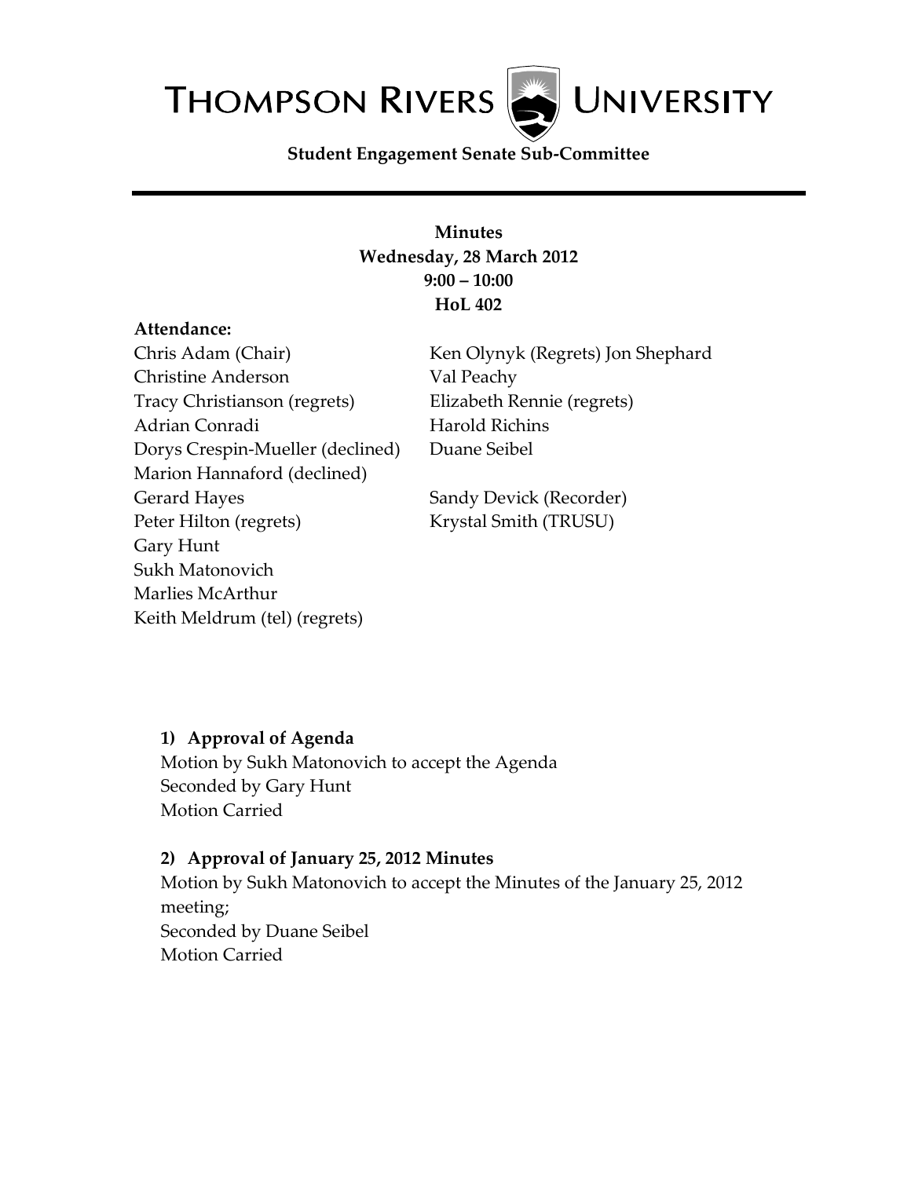# THOMPSON RIVERS UNIVERSITY

**Student Engagement Senate Sub-Committee**

---

**Minutes**
**Wednesday, 28 March 2012**
**9:00 – 10:00**
**HoL 402**

**Attendance:**

Chris Adam (Chair)
Christine Anderson
Tracy Christianson (regrets)
Adrian Conradi
Dorys Crespin-Mueller (declined)
Marion Hannaford (declined)
Gerard Hayes
Peter Hilton (regrets)
Gary Hunt
Sukh Matonovich
Marlies McArthur
Keith Meldrum (tel) (regrets)
Ken Olynyk (Regrets) Jon Shephard
Val Peachy
Elizabeth Rennie (regrets)
Harold Richins
Duane Seibel

Sandy Devick (Recorder)
Krystal Smith (TRUSU)

**1) Approval of Agenda**

Motion by Sukh Matonovich to accept the Agenda
Seconded by Gary Hunt
Motion Carried

**2) Approval of January 25, 2012 Minutes**

Motion by Sukh Matonovich to accept the Minutes of the January 25, 2012 meeting;
Seconded by Duane Seibel
Motion Carried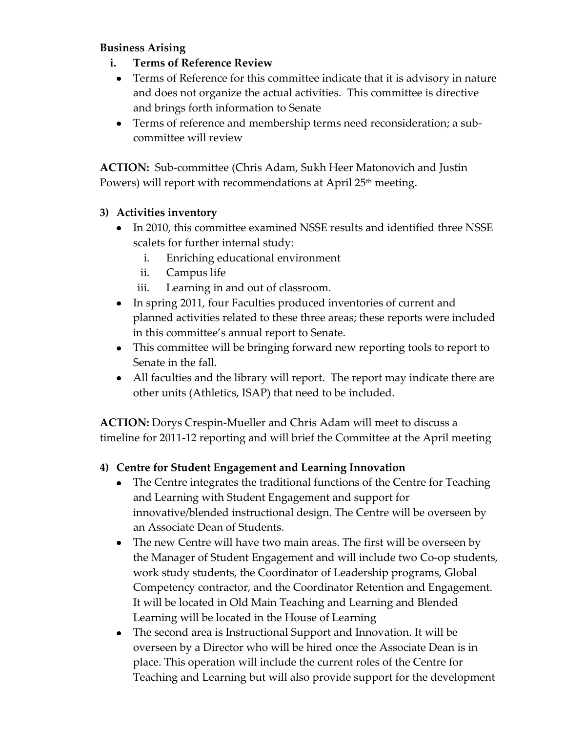**Business Arising**

i. **Terms of Reference Review**
   - Terms of Reference for this committee indicate that it is advisory in nature and does not organize the actual activities. This committee is directive and brings forth information to Senate
   - Terms of reference and membership terms need reconsideration; a sub-committee will review

**ACTION:** Sub-committee (Chris Adam, Sukh Heer Matonovich and Justin Powers) will report with recommendations at April 25th meeting.

3) **Activities inventory**
   - In 2010, this committee examined NSSE results and identified three NSSE scalets for further internal study:
     i. Enriching educational environment
     ii. Campus life
     iii. Learning in and out of classroom.
   - In spring 2011, four Faculties produced inventories of current and planned activities related to these three areas; these reports were included in this committee's annual report to Senate.
   - This committee will be bringing forward new reporting tools to report to Senate in the fall.
   - All faculties and the library will report. The report may indicate there are other units (Athletics, ISAP) that need to be included.

**ACTION:** Dorys Crespin-Mueller and Chris Adam will meet to discuss a timeline for 2011-12 reporting and will brief the Committee at the April meeting

4) **Centre for Student Engagement and Learning Innovation**
   - The Centre integrates the traditional functions of the Centre for Teaching and Learning with Student Engagement and support for innovative/blended instructional design. The Centre will be overseen by an Associate Dean of Students.
   - The new Centre will have two main areas. The first will be overseen by the Manager of Student Engagement and will include two Co-op students, work study students, the Coordinator of Leadership programs, Global Competency contractor, and the Coordinator Retention and Engagement. It will be located in Old Main Teaching and Learning and Blended Learning will be located in the House of Learning
   - The second area is Instructional Support and Innovation. It will be overseen by a Director who will be hired once the Associate Dean is in place. This operation will include the current roles of the Centre for Teaching and Learning but will also provide support for the development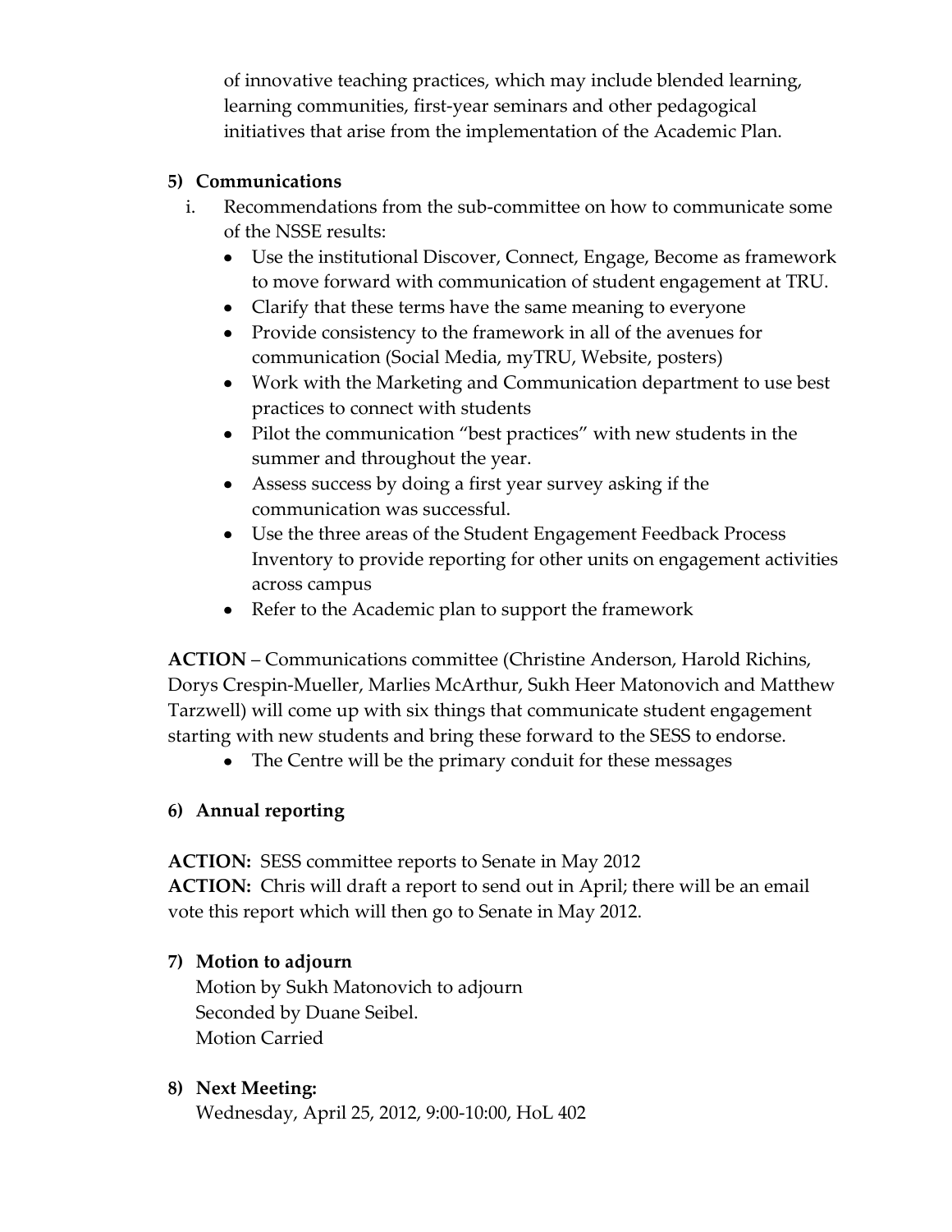of innovative teaching practices, which may include blended learning, learning communities, first-year seminars and other pedagogical initiatives that arise from the implementation of the Academic Plan.

**5) Communications**

i. Recommendations from the sub-committee on how to communicate some of the NSSE results:
   - Use the institutional Discover, Connect, Engage, Become as framework to move forward with communication of student engagement at TRU.
   - Clarify that these terms have the same meaning to everyone
   - Provide consistency to the framework in all of the avenues for communication (Social Media, myTRU, Website, posters)
   - Work with the Marketing and Communication department to use best practices to connect with students
   - Pilot the communication "best practices" with new students in the summer and throughout the year.
   - Assess success by doing a first year survey asking if the communication was successful.
   - Use the three areas of the Student Engagement Feedback Process Inventory to provide reporting for other units on engagement activities across campus
   - Refer to the Academic plan to support the framework

**ACTION** – Communications committee (Christine Anderson, Harold Richins, Dorys Crespin-Mueller, Marlies McArthur, Sukh Heer Matonovich and Matthew Tarzwell) will come up with six things that communicate student engagement starting with new students and bring these forward to the SESS to endorse.

- The Centre will be the primary conduit for these messages

**6) Annual reporting**

**ACTION:** SESS committee reports to Senate in May 2012
**ACTION:** Chris will draft a report to send out in April; there will be an email vote this report which will then go to Senate in May 2012.

**7) Motion to adjourn**

Motion by Sukh Matonovich to adjourn
Seconded by Duane Seibel.
Motion Carried

**8) Next Meeting:**

Wednesday, April 25, 2012, 9:00-10:00, HoL 402